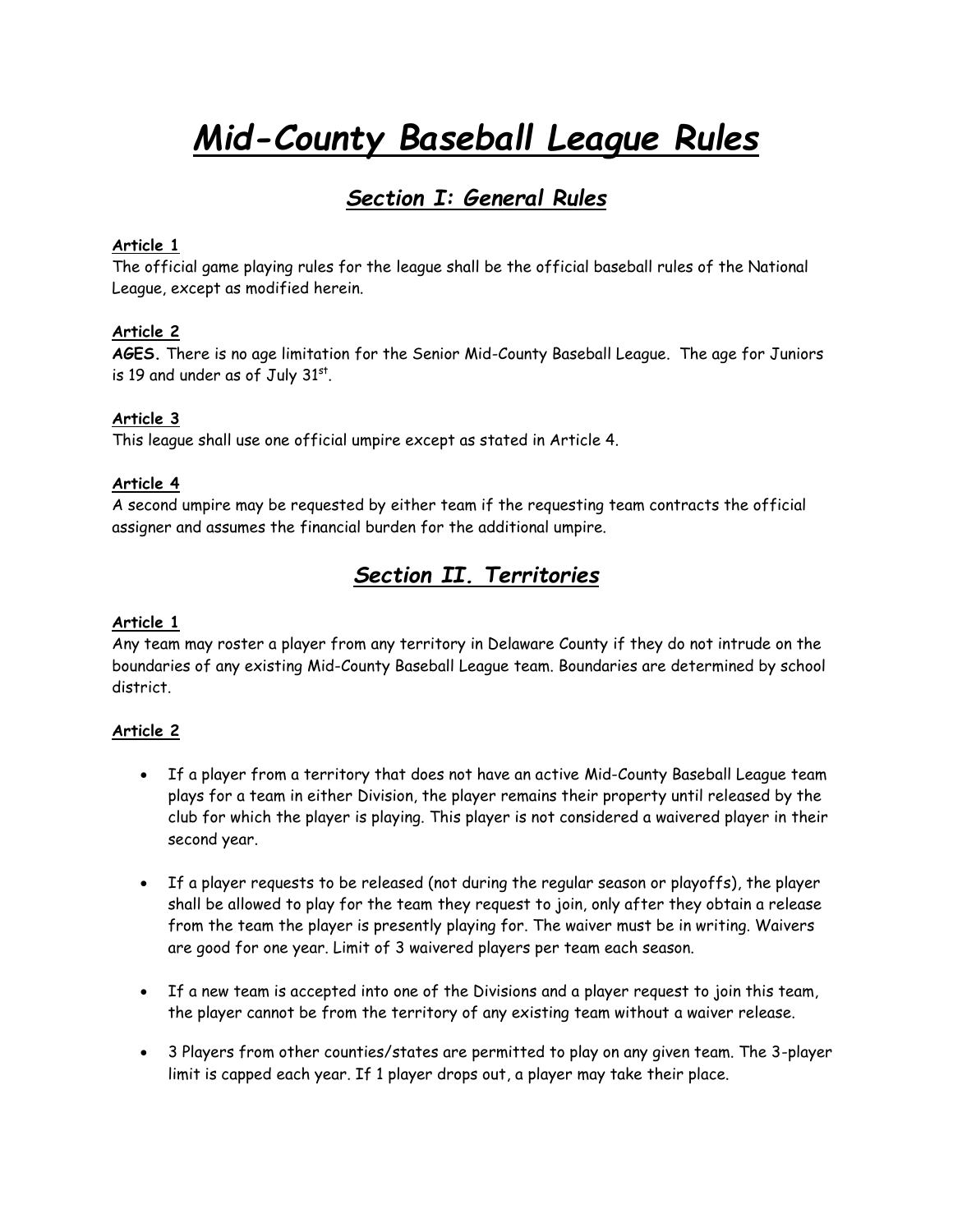# *Mid-County Baseball League Rules*

## *Section I: General Rules*

**Article 1**
The official game playing rules for the league shall be the official baseball rules of the National League, except as modified herein.

**Article 2**
**AGES.** There is no age limitation for the Senior Mid-County Baseball League. The age for Juniors is 19 and under as of July 31st.

**Article 3**
This league shall use one official umpire except as stated in Article 4.

**Article 4**
A second umpire may be requested by either team if the requesting team contracts the official assigner and assumes the financial burden for the additional umpire.

## *Section II. Territories*

**Article 1**
Any team may roster a player from any territory in Delaware County if they do not intrude on the boundaries of any existing Mid-County Baseball League team. Boundaries are determined by school district.

**Article 2**

- If a player from a territory that does not have an active Mid-County Baseball League team plays for a team in either Division, the player remains their property until released by the club for which the player is playing. This player is not considered a waivered player in their second year.
- If a player requests to be released (not during the regular season or playoffs), the player shall be allowed to play for the team they request to join, only after they obtain a release from the team the player is presently playing for. The waiver must be in writing. Waivers are good for one year. Limit of 3 waivered players per team each season.
- If a new team is accepted into one of the Divisions and a player request to join this team, the player cannot be from the territory of any existing team without a waiver release.
- 3 Players from other counties/states are permitted to play on any given team. The 3-player limit is capped each year. If 1 player drops out, a player may take their place.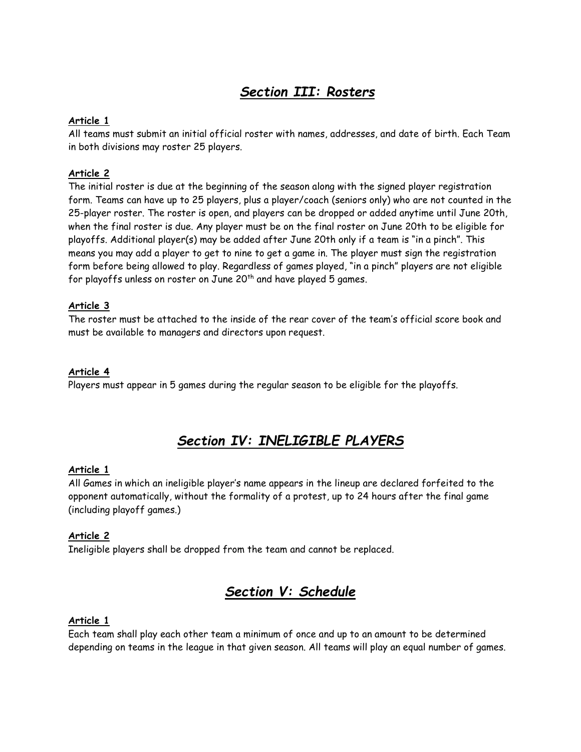## *Section III: Rosters*

**Article 1**
All teams must submit an initial official roster with names, addresses, and date of birth. Each Team in both divisions may roster 25 players.

**Article 2**
The initial roster is due at the beginning of the season along with the signed player registration form. Teams can have up to 25 players, plus a player/coach (seniors only) who are not counted in the 25-player roster. The roster is open, and players can be dropped or added anytime until June 20th, when the final roster is due. Any player must be on the final roster on June 20th to be eligible for playoffs. Additional player(s) may be added after June 20th only if a team is "in a pinch". This means you may add a player to get to nine to get a game in. The player must sign the registration form before being allowed to play. Regardless of games played, "in a pinch" players are not eligible for playoffs unless on roster on June 20th and have played 5 games.

**Article 3**
The roster must be attached to the inside of the rear cover of the team's official score book and must be available to managers and directors upon request.

**Article 4**
Players must appear in 5 games during the regular season to be eligible for the playoffs.

## *Section IV: INELIGIBLE PLAYERS*

**Article 1**
All Games in which an ineligible player's name appears in the lineup are declared forfeited to the opponent automatically, without the formality of a protest, up to 24 hours after the final game (including playoff games.)

**Article 2**
Ineligible players shall be dropped from the team and cannot be replaced.

## *Section V: Schedule*

**Article 1**
Each team shall play each other team a minimum of once and up to an amount to be determined depending on teams in the league in that given season. All teams will play an equal number of games.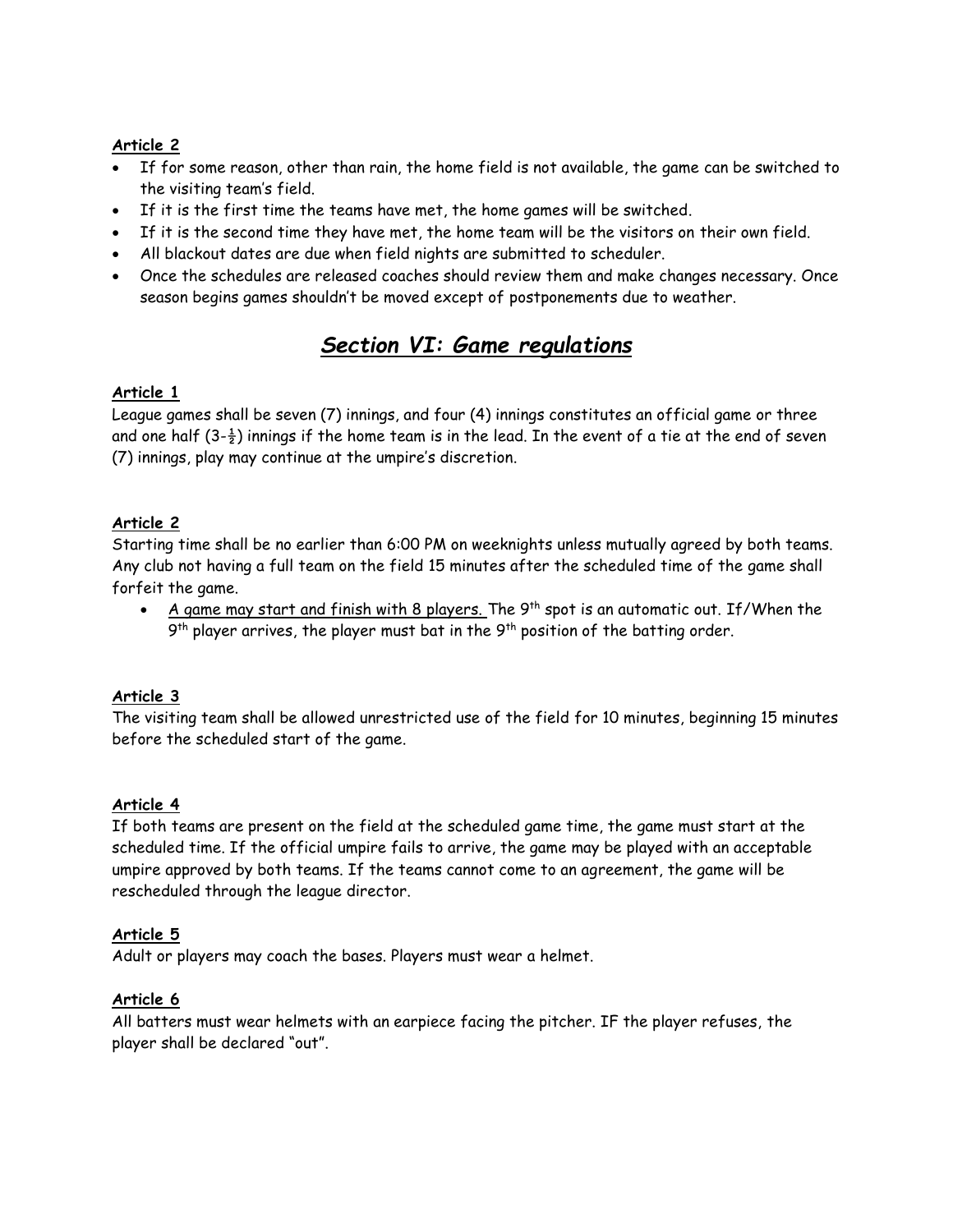**Article 2**

- If for some reason, other than rain, the home field is not available, the game can be switched to the visiting team's field.
- If it is the first time the teams have met, the home games will be switched.
- If it is the second time they have met, the home team will be the visitors on their own field.
- All blackout dates are due when field nights are submitted to scheduler.
- Once the schedules are released coaches should review them and make changes necessary. Once season begins games shouldn't be moved except of postponements due to weather.

## ***Section VI: Game regulations***

**Article 1**

League games shall be seven (7) innings, and four (4) innings constitutes an official game or three and one half (3-½) innings if the home team is in the lead. In the event of a tie at the end of seven (7) innings, play may continue at the umpire's discretion.

**Article 2**

Starting time shall be no earlier than 6:00 PM on weeknights unless mutually agreed by both teams. Any club not having a full team on the field 15 minutes after the scheduled time of the game shall forfeit the game.

- A game may start and finish with 8 players. The 9th spot is an automatic out. If/When the 9th player arrives, the player must bat in the 9th position of the batting order.

**Article 3**

The visiting team shall be allowed unrestricted use of the field for 10 minutes, beginning 15 minutes before the scheduled start of the game.

**Article 4**

If both teams are present on the field at the scheduled game time, the game must start at the scheduled time. If the official umpire fails to arrive, the game may be played with an acceptable umpire approved by both teams. If the teams cannot come to an agreement, the game will be rescheduled through the league director.

**Article 5**

Adult or players may coach the bases. Players must wear a helmet.

**Article 6**

All batters must wear helmets with an earpiece facing the pitcher. IF the player refuses, the player shall be declared "out".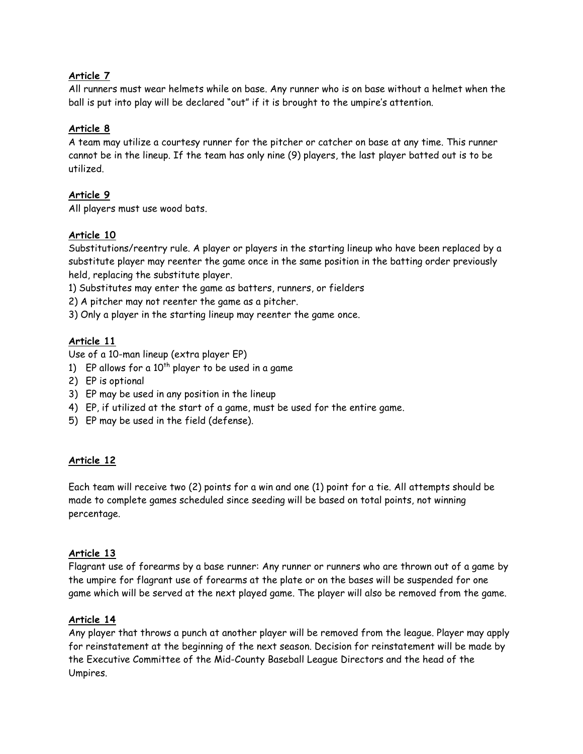**Article 7**

All runners must wear helmets while on base. Any runner who is on base without a helmet when the ball is put into play will be declared "out" if it is brought to the umpire's attention.

**Article 8**

A team may utilize a courtesy runner for the pitcher or catcher on base at any time. This runner cannot be in the lineup. If the team has only nine (9) players, the last player batted out is to be utilized.

**Article 9**

All players must use wood bats.

**Article 10**

Substitutions/reentry rule. A player or players in the starting lineup who have been replaced by a substitute player may reenter the game once in the same position in the batting order previously held, replacing the substitute player.

1) Substitutes may enter the game as batters, runners, or fielders
2) A pitcher may not reenter the game as a pitcher.
3) Only a player in the starting lineup may reenter the game once.

**Article 11**

Use of a 10-man lineup (extra player EP)

1) EP allows for a 10th player to be used in a game
2) EP is optional
3) EP may be used in any position in the lineup
4) EP, if utilized at the start of a game, must be used for the entire game.
5) EP may be used in the field (defense).

**Article 12**

Each team will receive two (2) points for a win and one (1) point for a tie. All attempts should be made to complete games scheduled since seeding will be based on total points, not winning percentage.

**Article 13**

Flagrant use of forearms by a base runner: Any runner or runners who are thrown out of a game by the umpire for flagrant use of forearms at the plate or on the bases will be suspended for one game which will be served at the next played game. The player will also be removed from the game.

**Article 14**

Any player that throws a punch at another player will be removed from the league. Player may apply for reinstatement at the beginning of the next season. Decision for reinstatement will be made by the Executive Committee of the Mid-County Baseball League Directors and the head of the Umpires.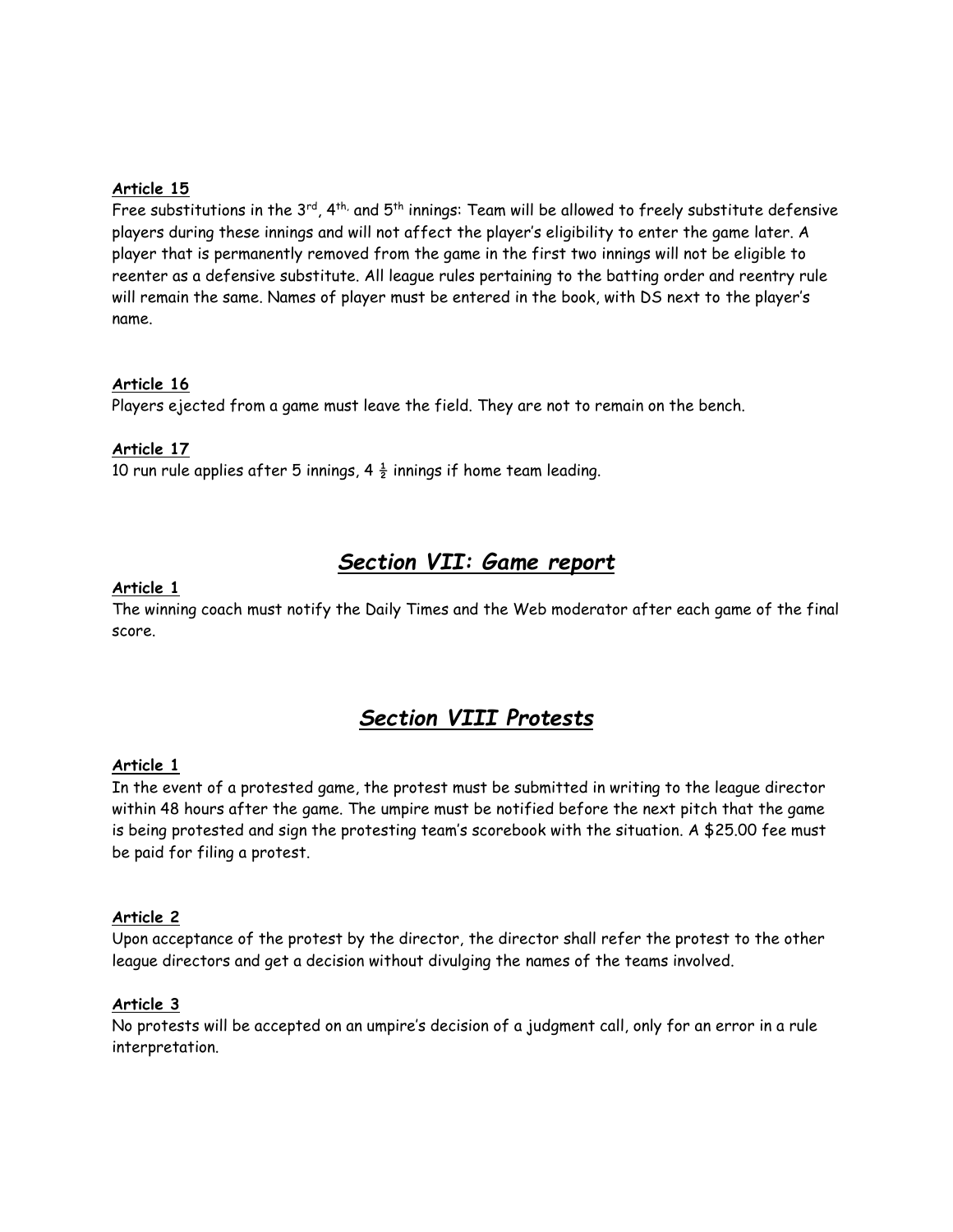**Article 15**

Free substitutions in the 3rd, 4th, and 5th innings: Team will be allowed to freely substitute defensive players during these innings and will not affect the player's eligibility to enter the game later. A player that is permanently removed from the game in the first two innings will not be eligible to reenter as a defensive substitute. All league rules pertaining to the batting order and reentry rule will remain the same. Names of player must be entered in the book, with DS next to the player's name.

**Article 16**

Players ejected from a game must leave the field. They are not to remain on the bench.

**Article 17**

10 run rule applies after 5 innings, 4 ½ innings if home team leading.

## *Section VII: Game report*

**Article 1**

The winning coach must notify the Daily Times and the Web moderator after each game of the final score.

## *Section VIII Protests*

**Article 1**

In the event of a protested game, the protest must be submitted in writing to the league director within 48 hours after the game. The umpire must be notified before the next pitch that the game is being protested and sign the protesting team's scorebook with the situation. A $25.00 fee must be paid for filing a protest.

**Article 2**

Upon acceptance of the protest by the director, the director shall refer the protest to the other league directors and get a decision without divulging the names of the teams involved.

**Article 3**

No protests will be accepted on an umpire's decision of a judgment call, only for an error in a rule interpretation.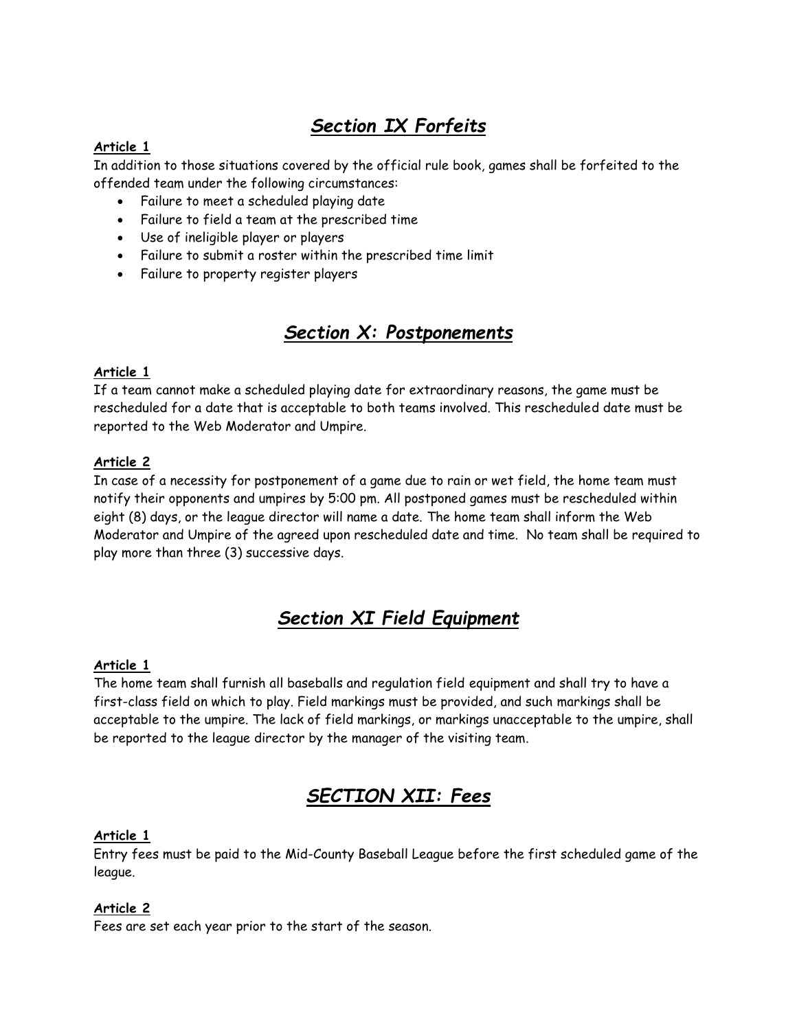## *Section IX Forfeits*

**Article 1**

In addition to those situations covered by the official rule book, games shall be forfeited to the offended team under the following circumstances:

- Failure to meet a scheduled playing date
- Failure to field a team at the prescribed time
- Use of ineligible player or players
- Failure to submit a roster within the prescribed time limit
- Failure to property register players

## *Section X: Postponements*

**Article 1**

If a team cannot make a scheduled playing date for extraordinary reasons, the game must be rescheduled for a date that is acceptable to both teams involved. This rescheduled date must be reported to the Web Moderator and Umpire.

**Article 2**

In case of a necessity for postponement of a game due to rain or wet field, the home team must notify their opponents and umpires by 5:00 pm. All postponed games must be rescheduled within eight (8) days, or the league director will name a date. The home team shall inform the Web Moderator and Umpire of the agreed upon rescheduled date and time. No team shall be required to play more than three (3) successive days.

## *Section XI Field Equipment*

**Article 1**

The home team shall furnish all baseballs and regulation field equipment and shall try to have a first-class field on which to play. Field markings must be provided, and such markings shall be acceptable to the umpire. The lack of field markings, or markings unacceptable to the umpire, shall be reported to the league director by the manager of the visiting team.

## *SECTION XII: Fees*

**Article 1**

Entry fees must be paid to the Mid-County Baseball League before the first scheduled game of the league.

**Article 2**

Fees are set each year prior to the start of the season.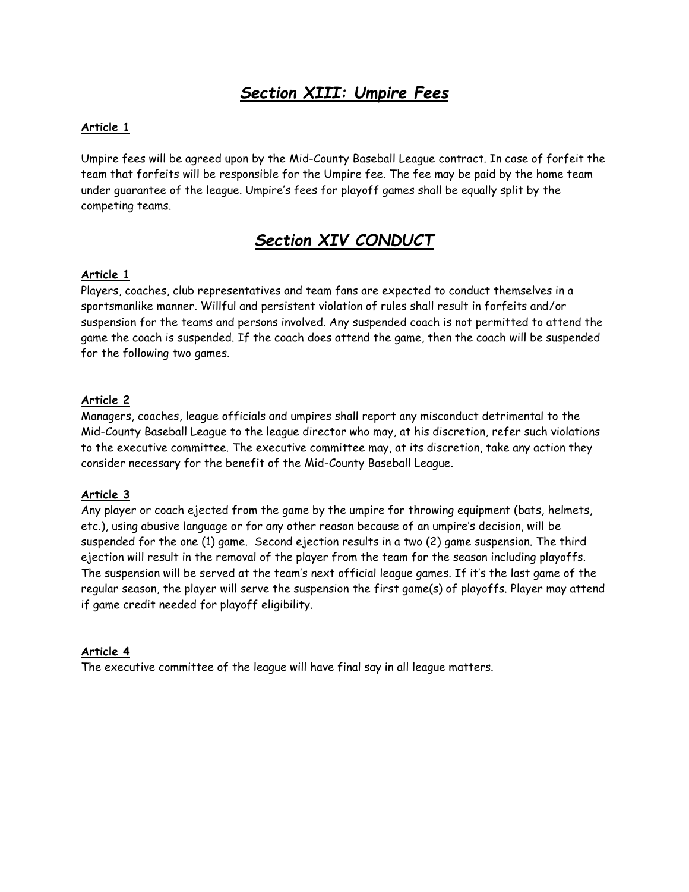# ***Section XIII: Umpire Fees***

**Article 1**

Umpire fees will be agreed upon by the Mid-County Baseball League contract. In case of forfeit the team that forfeits will be responsible for the Umpire fee. The fee may be paid by the home team under guarantee of the league. Umpire's fees for playoff games shall be equally split by the competing teams.

# ***Section XIV CONDUCT***

**Article 1**

Players, coaches, club representatives and team fans are expected to conduct themselves in a sportsmanlike manner. Willful and persistent violation of rules shall result in forfeits and/or suspension for the teams and persons involved. Any suspended coach is not permitted to attend the game the coach is suspended. If the coach does attend the game, then the coach will be suspended for the following two games.

**Article 2**

Managers, coaches, league officials and umpires shall report any misconduct detrimental to the Mid-County Baseball League to the league director who may, at his discretion, refer such violations to the executive committee. The executive committee may, at its discretion, take any action they consider necessary for the benefit of the Mid-County Baseball League.

**Article 3**

Any player or coach ejected from the game by the umpire for throwing equipment (bats, helmets, etc.), using abusive language or for any other reason because of an umpire's decision, will be suspended for the one (1) game. Second ejection results in a two (2) game suspension. The third ejection will result in the removal of the player from the team for the season including playoffs. The suspension will be served at the team's next official league games. If it's the last game of the regular season, the player will serve the suspension the first game(s) of playoffs. Player may attend if game credit needed for playoff eligibility.

**Article 4**

The executive committee of the league will have final say in all league matters.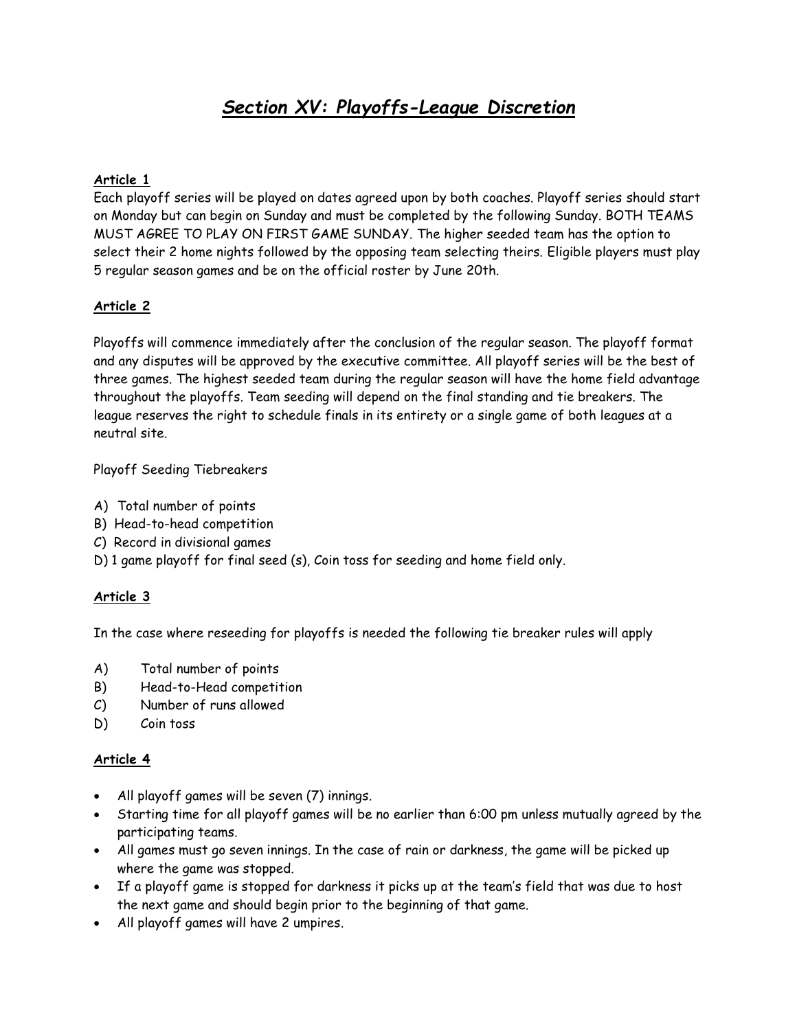# ***Section XV: Playoffs-League Discretion***

**Article 1**

Each playoff series will be played on dates agreed upon by both coaches. Playoff series should start on Monday but can begin on Sunday and must be completed by the following Sunday. BOTH TEAMS MUST AGREE TO PLAY ON FIRST GAME SUNDAY. The higher seeded team has the option to select their 2 home nights followed by the opposing team selecting theirs. Eligible players must play 5 regular season games and be on the official roster by June 20th.

**Article 2**

Playoffs will commence immediately after the conclusion of the regular season. The playoff format and any disputes will be approved by the executive committee. All playoff series will be the best of three games. The highest seeded team during the regular season will have the home field advantage throughout the playoffs. Team seeding will depend on the final standing and tie breakers. The league reserves the right to schedule finals in its entirety or a single game of both leagues at a neutral site.

Playoff Seeding Tiebreakers

A) Total number of points
B) Head-to-head competition
C) Record in divisional games
D) 1 game playoff for final seed (s), Coin toss for seeding and home field only.

**Article 3**

In the case where reseeding for playoffs is needed the following tie breaker rules will apply

A) Total number of points
B) Head-to-Head competition
C) Number of runs allowed
D) Coin toss

**Article 4**

- All playoff games will be seven (7) innings.
- Starting time for all playoff games will be no earlier than 6:00 pm unless mutually agreed by the participating teams.
- All games must go seven innings. In the case of rain or darkness, the game will be picked up where the game was stopped.
- If a playoff game is stopped for darkness it picks up at the team's field that was due to host the next game and should begin prior to the beginning of that game.
- All playoff games will have 2 umpires.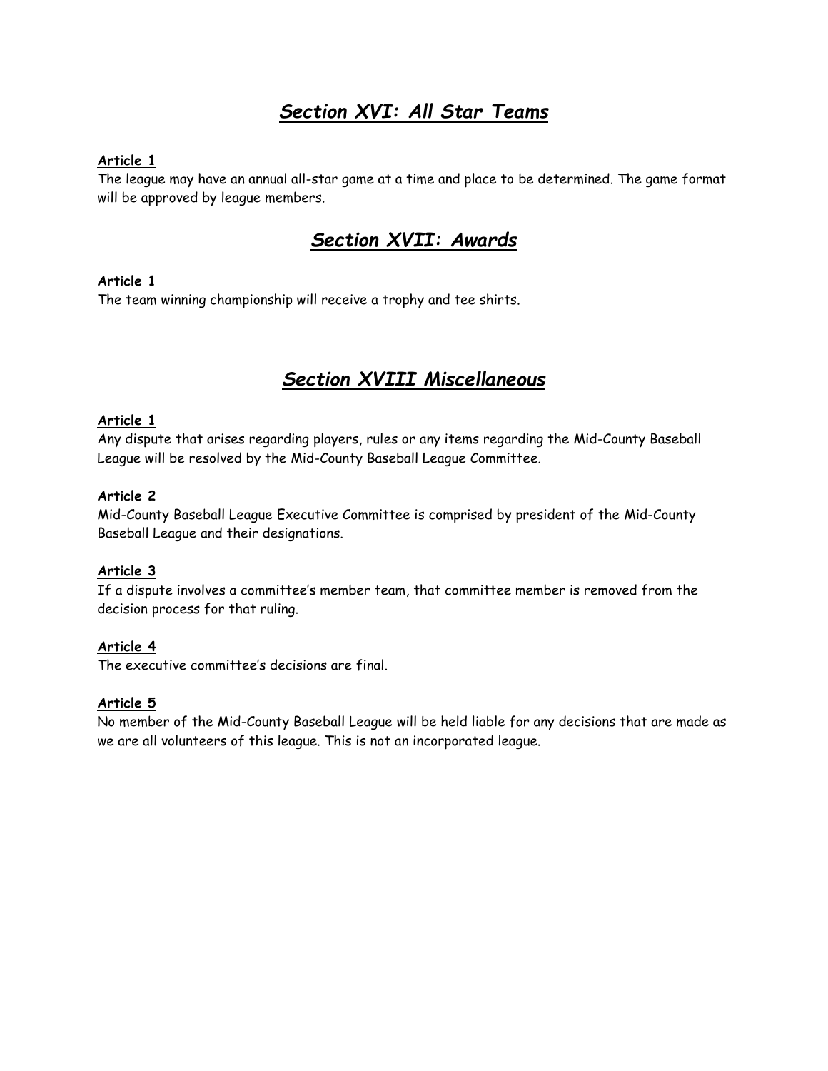## ***Section XVI: All Star Teams***

**Article 1**
The league may have an annual all-star game at a time and place to be determined. The game format will be approved by league members.

## ***Section XVII: Awards***

**Article 1**
The team winning championship will receive a trophy and tee shirts.

## ***Section XVIII Miscellaneous***

**Article 1**
Any dispute that arises regarding players, rules or any items regarding the Mid-County Baseball League will be resolved by the Mid-County Baseball League Committee.

**Article 2**
Mid-County Baseball League Executive Committee is comprised by president of the Mid-County Baseball League and their designations.

**Article 3**
If a dispute involves a committee's member team, that committee member is removed from the decision process for that ruling.

**Article 4**
The executive committee's decisions are final.

**Article 5**
No member of the Mid-County Baseball League will be held liable for any decisions that are made as we are all volunteers of this league. This is not an incorporated league.